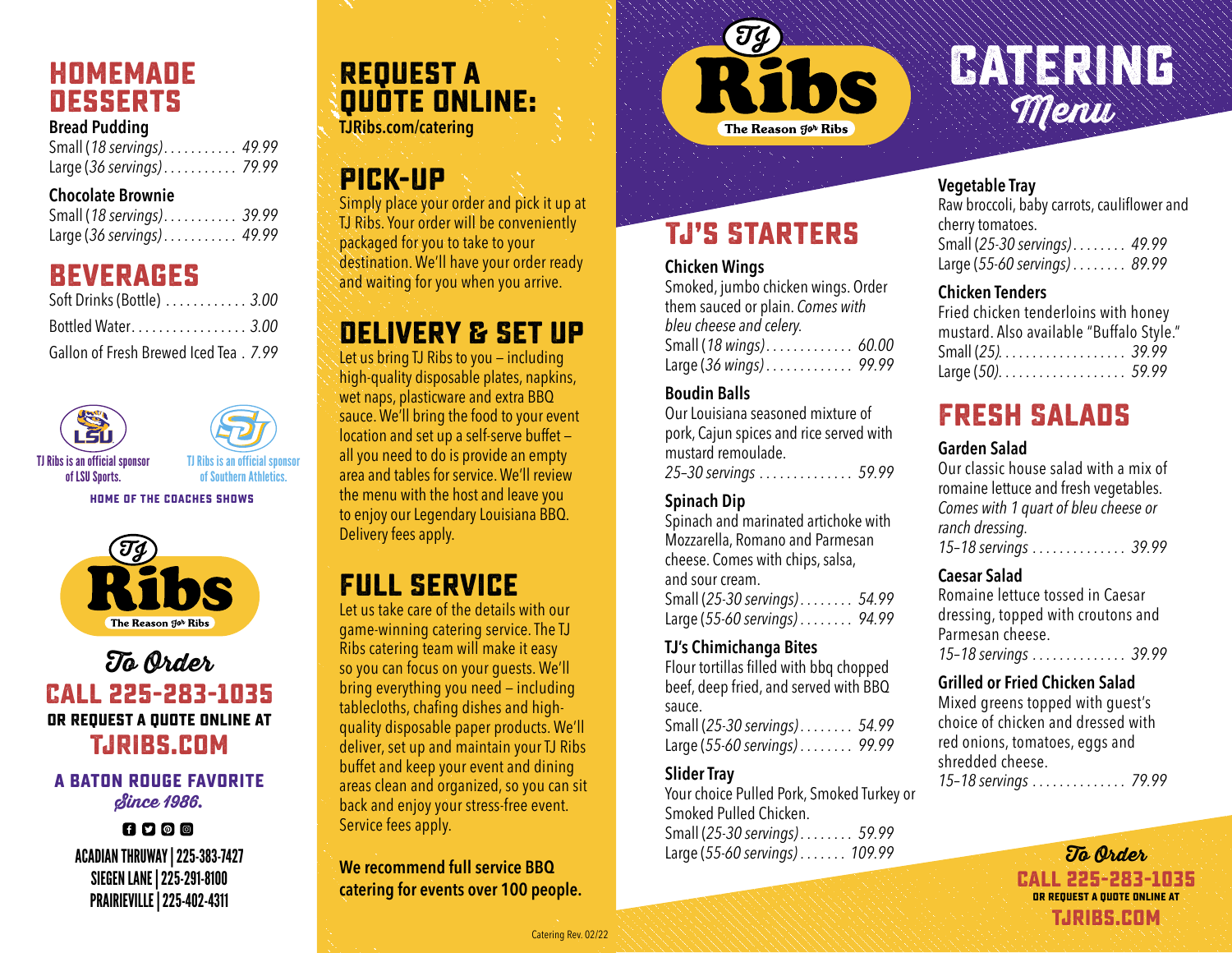# TJ Ribs — The Reason for Ribs

# CATERING *Menu*

## TJ'S STARTERS

### Chicken Wings

Smoked, jumbo chicken wings. Order them sauced or plain. *Comes with bleu cheese and celery.*

Small (*18 wings*) . . . . . . . . . . . . . 60.00
Large (*36 wings*) . . . . . . . . . . . . . 99.99

### Boudin Balls

Our Louisiana seasoned mixture of pork, Cajun spices and rice served with mustard remoulade.

*25–30 servings* . . . . . . . . . . . . . . 59.99

### Spinach Dip

Spinach and marinated artichoke with Mozzarella, Romano and Parmesan cheese. Comes with chips, salsa, and sour cream.

Small (*25-30 servings*) . . . . . . . . 54.99
Large (*55-60 servings*) . . . . . . . . 94.99

### TJ's Chimichanga Bites

Flour tortillas filled with bbq chopped beef, deep fried, and served with BBQ sauce.

Small (*25-30 servings*) . . . . . . . . 54.99
Large (*55-60 servings*) . . . . . . . . 99.99

### Slider Tray

Your choice Pulled Pork, Smoked Turkey or Smoked Pulled Chicken.

Small (*25-30 servings*) . . . . . . . . 59.99
Large (*55-60 servings*) . . . . . . . 109.99

### Vegetable Tray

Raw broccoli, baby carrots, cauliflower and cherry tomatoes.

Small (*25-30 servings*) . . . . . . . . 49.99
Large (*55-60 servings*) . . . . . . . . 89.99

### Chicken Tenders

Fried chicken tenderloins with honey mustard. Also available "Buffalo Style."

Small (*25*). . . . . . . . . . . . . . . . . . . 39.99
Large (*50*). . . . . . . . . . . . . . . . . . . 59.99

## FRESH SALADS

### Garden Salad

Our classic house salad with a mix of romaine lettuce and fresh vegetables. *Comes with 1 quart of bleu cheese or ranch dressing.*

*15–18 servings* . . . . . . . . . . . . . . 39.99

### Caesar Salad

Romaine lettuce tossed in Caesar dressing, topped with croutons and Parmesan cheese.

*15–18 servings* . . . . . . . . . . . . . . 39.99

### Grilled or Fried Chicken Salad

Mixed greens topped with guest's choice of chicken and dressed with red onions, tomatoes, eggs and shredded cheese.

*15–18 servings* . . . . . . . . . . . . . . 79.99

*To Order*
**CALL 225-283-1035**
OR REQUEST A QUOTE ONLINE AT
**TJRIBS.COM**

## HOMEMADE DESSERTS

### Bread Pudding

Small (*18 servings*). . . . . . . . . . . 49.99
Large (*36 servings*) . . . . . . . . . . . 79.99

### Chocolate Brownie

Small (*18 servings*). . . . . . . . . . . 39.99
Large (*36 servings*) . . . . . . . . . . . 49.99

## BEVERAGES

Soft Drinks (Bottle) . . . . . . . . . . . . 3.00
Bottled Water. . . . . . . . . . . . . . . . . 3.00
Gallon of Fresh Brewed Iced Tea . 7.99

TJ Ribs is an official sponsor of LSU Sports.

TJ Ribs is an official sponsor of Southern Athletics.

HOME OF THE COACHES SHOWS

TJ Ribs — The Reason for Ribs

*To Order*
**CALL 225-283-1035**
OR REQUEST A QUOTE ONLINE AT
**TJRIBS.COM**

**A BATON ROUGE FAVORITE**
*Since 1986.*

ACADIAN THRUWAY | 225-383-7427
SIEGEN LANE | 225-291-8100
PRAIRIEVILLE | 225-402-4311

## REQUEST A QUOTE ONLINE:

TJRibs.com/catering

## PICK-UP

Simply place your order and pick it up at TJ Ribs. Your order will be conveniently packaged for you to take to your destination. We'll have your order ready and waiting for you when you arrive.

## DELIVERY & SET UP

Let us bring TJ Ribs to you – including high-quality disposable plates, napkins, wet naps, plasticware and extra BBQ sauce. We'll bring the food to your event location and set up a self-serve buffet – all you need to do is provide an empty area and tables for service. We'll review the menu with the host and leave you to enjoy our Legendary Louisiana BBQ. Delivery fees apply.

## FULL SERVICE

Let us take care of the details with our game-winning catering service. The TJ Ribs catering team will make it easy so you can focus on your guests. We'll bring everything you need – including tablecloths, chafing dishes and high-quality disposable paper products. We'll deliver, set up and maintain your TJ Ribs buffet and keep your event and dining areas clean and organized, so you can sit back and enjoy your stress-free event. Service fees apply.

**We recommend full service BBQ catering for events over 100 people.**

Catering Rev. 02/22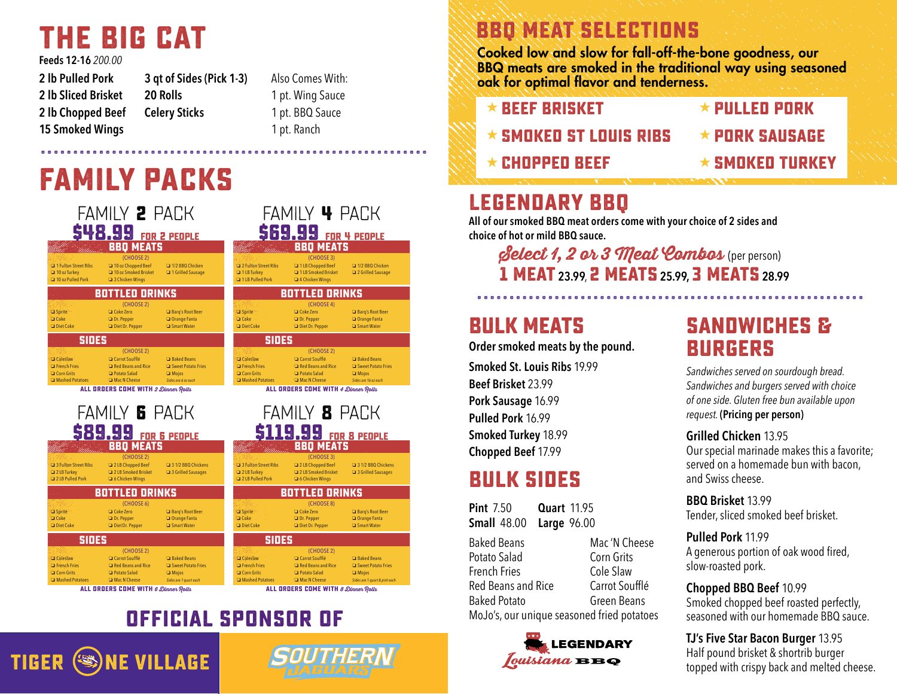# THE BIG CAT

**Feeds 12-16** *200.00*

| | | |
|---|---|---|
| 2 lb Pulled Pork | 3 qt of Sides (Pick 1-3) | Also Comes With: |
| 2 lb Sliced Brisket | 20 Rolls | 1 pt. Wing Sauce |
| 2 lb Chopped Beef | Celery Sticks | 1 pt. BBQ Sauce |
| 15 Smoked Wings | | 1 pt. Ranch |

# FAMILY PACKS

## FAMILY 2 PACK

**$48.99** FOR 2 PEOPLE

### BBQ MEATS

(CHOOSE 2)

- 1 Fulton Street Ribs
- 10 oz Turkey
- 10 oz Pulled Pork
- 10 oz Chopped Beef
- 10 oz Smoked Brisket
- 3 Chicken Wings
- 1/2 BBQ Chicken
- 1 Grilled Sausage

### BOTTLED DRINKS

(CHOOSE 2)

- Sprite
- Coke
- Diet Coke
- Coke Zero
- Dr. Pepper
- Diet Dr. Pepper
- Barq's Root Beer
- Orange Fanta
- Smart Water

### SIDES

(CHOOSE 2)

- Coleslaw
- French Fries
- Corn Grits
- Mashed Potatoes
- Carrot Soufflé
- Red Beans and Rice
- Potato Salad
- Mac N Cheese
- Baked Beans
- Sweet Potato Fries
- Mojos

*Sides are 6 oz each*

ALL ORDERS COME WITH *2 Dinner Rolls*

## FAMILY 4 PACK

**$69.99** FOR 4 PEOPLE

### BBQ MEATS

(CHOOSE 3)

- 2 Fulton Street Ribs
- 1 LB Turkey
- 1 LB Pulled Pork
- 1 LB Chopped Beef
- 1 LB Smoked Brisket
- 4 Chicken Wings
- 1/2 BBQ Chicken
- 2 Grilled Sausage

### BOTTLED DRINKS

(CHOOSE 4)

- Sprite
- Coke
- Diet Coke
- Coke Zero
- Dr. Pepper
- Diet Dr. Pepper
- Barq's Root Beer
- Orange Fanta
- Smart Water

### SIDES

(CHOOSE 2)

- Coleslaw
- French Fries
- Corn Grits
- Mashed Potatoes
- Carrot Soufflé
- Red Beans and Rice
- Potato Salad
- Mac N Cheese
- Baked Beans
- Sweet Potato Fries
- Mojos

*Sides are 16 oz each*

ALL ORDERS COME WITH *4 Dinner Rolls*

## FAMILY 6 PACK

**$89.99** FOR 6 PEOPLE

### BBQ MEATS

(CHOOSE 3)

- 3 Fulton Street Ribs
- 2 LB Turkey
- 2 LB Pulled Pork
- 2 LB Chopped Beef
- 2 LB Smoked Brisket
- 6 Chicken Wings
- 3 1/2 BBQ Chickens
- 3 Grilled Sausages

### BOTTLED DRINKS

(CHOOSE 6)

- Sprite
- Coke
- Diet Coke
- Coke Zero
- Dr. Pepper
- Diet Dr. Pepper
- Barq's Root Beer
- Orange Fanta
- Smart Water

### SIDES

(CHOOSE 2)

- Coleslaw
- French Fries
- Corn Grits
- Mashed Potatoes
- Carrot Soufflé
- Red Beans and Rice
- Potato Salad
- Mac N Cheese
- Baked Beans
- Sweet Potato Fries
- Mojos

*Sides are 1 quart each*

ALL ORDERS COME WITH *6 Dinner Rolls*

## FAMILY 8 PACK

**$119.99** FOR 8 PEOPLE

### BBQ MEATS

(CHOOSE 3)

- 3 Fulton Street Ribs
- 2 LB Turkey
- 2 LB Pulled Pork
- 2 LB Chopped Beef
- 2 LB Smoked Brisket
- 6 Chicken Wings
- 3 1/2 BBQ Chickens
- 3 Grilled Sausages

### BOTTLED DRINKS

(CHOOSE 8)

- Sprite
- Coke
- Diet Coke
- Coke Zero
- Dr. Pepper
- Diet Dr. Pepper
- Barq's Root Beer
- Orange Fanta
- Smart Water

### SIDES

(CHOOSE 2)

- Coleslaw
- French Fries
- Corn Grits
- Mashed Potatoes
- Carrot Soufflé
- Red Beans and Rice
- Potato Salad
- Mac N Cheese
- Baked Beans
- Sweet Potato Fries
- Mojos

*Sides are 1 quart & pint each*

ALL ORDERS COME WITH *8 Dinner Rolls*

# OFFICIAL SPONSOR OF

TIGER ONE VILLAGE

SOUTHERN JAGUARS

# BBQ MEAT SELECTIONS

**Cooked low and slow for fall-off-the-bone goodness, our BBQ meats are smoked in the traditional way using seasoned oak for optimal flavor and tenderness.**

- ★ BEEF BRISKET
- ★ SMOKED ST LOUIS RIBS
- ★ CHOPPED BEEF
- ★ PULLED PORK
- ★ PORK SAUSAGE
- ★ SMOKED TURKEY

# LEGENDARY BBQ

**All of our smoked BBQ meat orders come with your choice of 2 sides and choice of hot or mild BBQ sauce.**

*Select 1, 2 or 3 Meat Combos* (per person)

**1 MEAT** 23.99, **2 MEATS** 25.99, **3 MEATS** 28.99

# BULK MEATS

**Order smoked meats by the pound.**

**Smoked St. Louis Ribs** 19.99
**Beef Brisket** 23.99
**Pork Sausage** 16.99
**Pulled Pork** 16.99
**Smoked Turkey** 18.99
**Chopped Beef** 17.99

# BULK SIDES

**Pint** 7.50 **Quart** 11.95
**Small** 48.00 **Large** 96.00

- Baked Beans
- Potato Salad
- French Fries
- Red Beans and Rice
- Baked Potato
- Mac 'N Cheese
- Corn Grits
- Cole Slaw
- Carrot Soufflé
- Green Beans
- MoJo's, our unique seasoned fried potatoes

LEGENDARY Louisiana BBQ

# SANDWICHES & BURGERS

*Sandwiches served on sourdough bread. Sandwiches and burgers served with choice of one side. Gluten free bun available upon request.* **(Pricing per person)**

**Grilled Chicken** 13.95
Our special marinade makes this a favorite; served on a homemade bun with bacon, and Swiss cheese.

**BBQ Brisket** 13.99
Tender, sliced smoked beef brisket.

**Pulled Pork** 11.99
A generous portion of oak wood fired, slow-roasted pork.

**Chopped BBQ Beef** 10.99
Smoked chopped beef roasted perfectly, seasoned with our homemade BBQ sauce.

**TJ's Five Star Bacon Burger** 13.95
Half pound brisket & shortrib burger topped with crispy back and melted cheese.